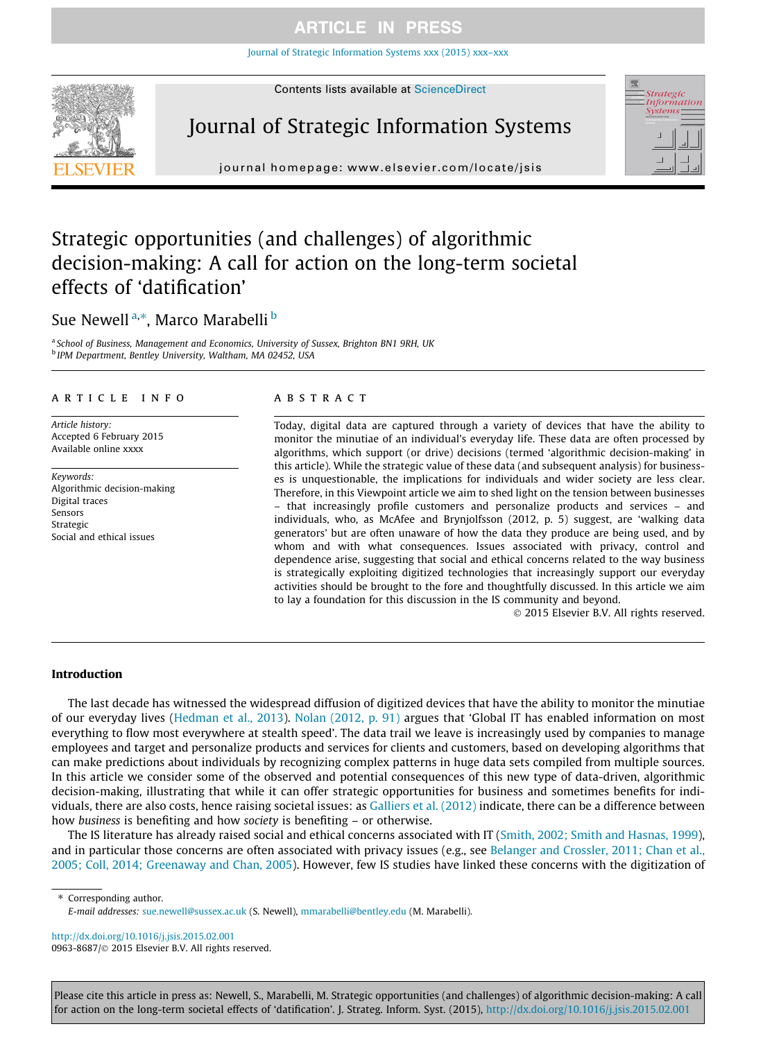# Strategic opportunities (and challenges) of algorithmic decision-making: A call for action on the long-term societal effects of 'datification'

Sue Newell [a,*], Marco Marabelli [b]

[a] *School of Business, Management and Economics, University of Sussex, Brighton BN1 9RH, UK*
[b] *IPM Department, Bentley University, Waltham, MA 02452, USA*

## ARTICLE INFO

*Article history:*
Accepted 6 February 2015
Available online xxxx

*Keywords:*
Algorithmic decision-making
Digital traces
Sensors
Strategic
Social and ethical issues

## ABSTRACT

Today, digital data are captured through a variety of devices that have the ability to monitor the minutiae of an individual's everyday life. These data are often processed by algorithms, which support (or drive) decisions (termed 'algorithmic decision-making' in this article). While the strategic value of these data (and subsequent analysis) for businesses is unquestionable, the implications for individuals and wider society are less clear. Therefore, in this Viewpoint article we aim to shed light on the tension between businesses – that increasingly profile customers and personalize products and services – and individuals, who, as McAfee and Brynjolfsson (2012, p. 5) suggest, are 'walking data generators' but are often unaware of how the data they produce are being used, and by whom and with what consequences. Issues associated with privacy, control and dependence arise, suggesting that social and ethical concerns related to the way business is strategically exploiting digitized technologies that increasingly support our everyday activities should be brought to the fore and thoughtfully discussed. In this article we aim to lay a foundation for this discussion in the IS community and beyond.

© 2015 Elsevier B.V. All rights reserved.

## Introduction

The last decade has witnessed the widespread diffusion of digitized devices that have the ability to monitor the minutiae of our everyday lives (Hedman et al., 2013). Nolan (2012, p. 91) argues that 'Global IT has enabled information on most everything to flow most everywhere at stealth speed'. The data trail we leave is increasingly used by companies to manage employees and target and personalize products and services for clients and customers, based on developing algorithms that can make predictions about individuals by recognizing complex patterns in huge data sets compiled from multiple sources. In this article we consider some of the observed and potential consequences of this new type of data-driven, algorithmic decision-making, illustrating that while it can offer strategic opportunities for business and sometimes benefits for individuals, there are also costs, hence raising societal issues: as Galliers et al. (2012) indicate, there can be a difference between how *business* is benefiting and how *society* is benefiting – or otherwise.

The IS literature has already raised social and ethical concerns associated with IT (Smith, 2002; Smith and Hasnas, 1999), and in particular those concerns are often associated with privacy issues (e.g., see Belanger and Crossler, 2011; Chan et al., 2005; Coll, 2014; Greenaway and Chan, 2005). However, few IS studies have linked these concerns with the digitization of

---

\* Corresponding author.
*E-mail addresses:* sue.newell@sussex.ac.uk (S. Newell), mmarabelli@bentley.edu (M. Marabelli).

http://dx.doi.org/10.1016/j.jsis.2015.02.001
0963-8687/© 2015 Elsevier B.V. All rights reserved.

Please cite this article in press as: Newell, S., Marabelli, M. Strategic opportunities (and challenges) of algorithmic decision-making: A call for action on the long-term societal effects of 'datification'. J. Strateg. Inform. Syst. (2015), http://dx.doi.org/10.1016/j.jsis.2015.02.001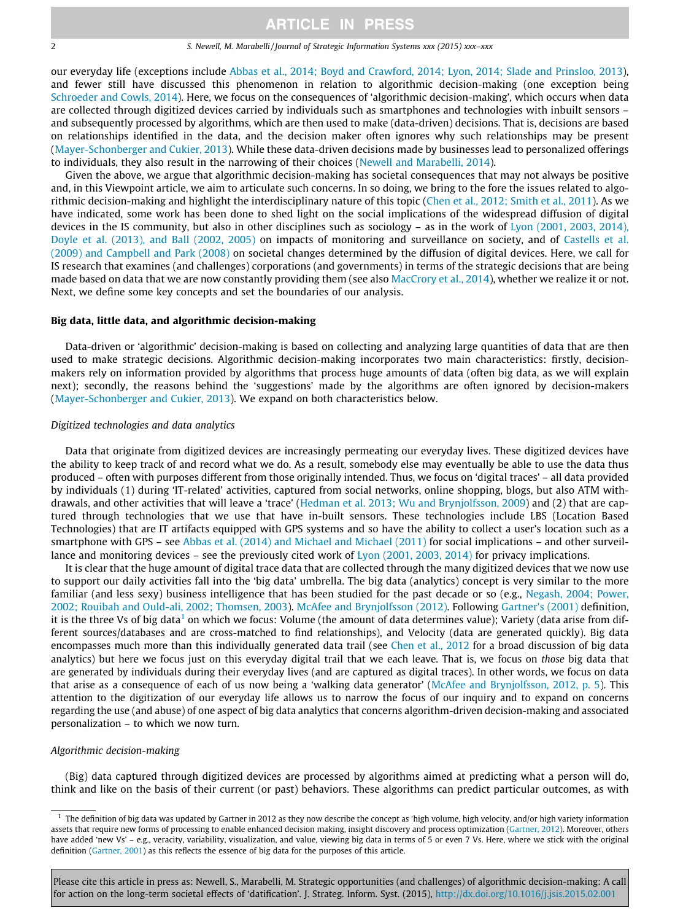our everyday life (exceptions include Abbas et al., 2014; Boyd and Crawford, 2014; Lyon, 2014; Slade and Prinsloo, 2013), and fewer still have discussed this phenomenon in relation to algorithmic decision-making (one exception being Schroeder and Cowls, 2014). Here, we focus on the consequences of 'algorithmic decision-making', which occurs when data are collected through digitized devices carried by individuals such as smartphones and technologies with inbuilt sensors – and subsequently processed by algorithms, which are then used to make (data-driven) decisions. That is, decisions are based on relationships identified in the data, and the decision maker often ignores why such relationships may be present (Mayer-Schonberger and Cukier, 2013). While these data-driven decisions made by businesses lead to personalized offerings to individuals, they also result in the narrowing of their choices (Newell and Marabelli, 2014).

Given the above, we argue that algorithmic decision-making has societal consequences that may not always be positive and, in this Viewpoint article, we aim to articulate such concerns. In so doing, we bring to the fore the issues related to algorithmic decision-making and highlight the interdisciplinary nature of this topic (Chen et al., 2012; Smith et al., 2011). As we have indicated, some work has been done to shed light on the social implications of the widespread diffusion of digital devices in the IS community, but also in other disciplines such as sociology – as in the work of Lyon (2001, 2003, 2014), Doyle et al. (2013), and Ball (2002, 2005) on impacts of monitoring and surveillance on society, and of Castells et al. (2009) and Campbell and Park (2008) on societal changes determined by the diffusion of digital devices. Here, we call for IS research that examines (and challenges) corporations (and governments) in terms of the strategic decisions that are being made based on data that we are now constantly providing them (see also MacCrory et al., 2014), whether we realize it or not. Next, we define some key concepts and set the boundaries of our analysis.

## Big data, little data, and algorithmic decision-making

Data-driven or 'algorithmic' decision-making is based on collecting and analyzing large quantities of data that are then used to make strategic decisions. Algorithmic decision-making incorporates two main characteristics: firstly, decision-makers rely on information provided by algorithms that process huge amounts of data (often big data, as we will explain next); secondly, the reasons behind the 'suggestions' made by the algorithms are often ignored by decision-makers (Mayer-Schonberger and Cukier, 2013). We expand on both characteristics below.

### *Digitized technologies and data analytics*

Data that originate from digitized devices are increasingly permeating our everyday lives. These digitized devices have the ability to keep track of and record what we do. As a result, somebody else may eventually be able to use the data thus produced – often with purposes different from those originally intended. Thus, we focus on 'digital traces' – all data provided by individuals (1) during 'IT-related' activities, captured from social networks, online shopping, blogs, but also ATM withdrawals, and other activities that will leave a 'trace' (Hedman et al. 2013; Wu and Brynjolfsson, 2009) and (2) that are captured through technologies that we use that have in-built sensors. These technologies include LBS (Location Based Technologies) that are IT artifacts equipped with GPS systems and so have the ability to collect a user's location such as a smartphone with GPS – see Abbas et al. (2014) and Michael and Michael (2011) for social implications – and other surveillance and monitoring devices – see the previously cited work of Lyon (2001, 2003, 2014) for privacy implications.

It is clear that the huge amount of digital trace data that are collected through the many digitized devices that we now use to support our daily activities fall into the 'big data' umbrella. The big data (analytics) concept is very similar to the more familiar (and less sexy) business intelligence that has been studied for the past decade or so (e.g., Negash, 2004; Power, 2002; Rouibah and Ould-ali, 2002; Thomsen, 2003). McAfee and Brynjolfsson (2012). Following Gartner's (2001) definition, it is the three Vs of big data[1] on which we focus: Volume (the amount of data determines value); Variety (data arise from different sources/databases and are cross-matched to find relationships), and Velocity (data are generated quickly). Big data encompasses much more than this individually generated data trail (see Chen et al., 2012 for a broad discussion of big data analytics) but here we focus just on this everyday digital trail that we each leave. That is, we focus on *those* big data that are generated by individuals during their everyday lives (and are captured as digital traces). In other words, we focus on data that arise as a consequence of each of us now being a 'walking data generator' (McAfee and Brynjolfsson, 2012, p. 5). This attention to the digitization of our everyday life allows us to narrow the focus of our inquiry and to expand on concerns regarding the use (and abuse) of one aspect of big data analytics that concerns algorithm-driven decision-making and associated personalization – to which we now turn.

### *Algorithmic decision-making*

(Big) data captured through digitized devices are processed by algorithms aimed at predicting what a person will do, think and like on the basis of their current (or past) behaviors. These algorithms can predict particular outcomes, as with

[1] The definition of big data was updated by Gartner in 2012 as they now describe the concept as 'high volume, high velocity, and/or high variety information assets that require new forms of processing to enable enhanced decision making, insight discovery and process optimization (Gartner, 2012). Moreover, others have added 'new Vs' – e.g., veracity, variability, visualization, and value, viewing big data in terms of 5 or even 7 Vs. Here, where we stick with the original definition (Gartner, 2001) as this reflects the essence of big data for the purposes of this article.

Please cite this article in press as: Newell, S., Marabelli, M. Strategic opportunities (and challenges) of algorithmic decision-making: A call for action on the long-term societal effects of 'datification'. J. Strateg. Inform. Syst. (2015), http://dx.doi.org/10.1016/j.jsis.2015.02.001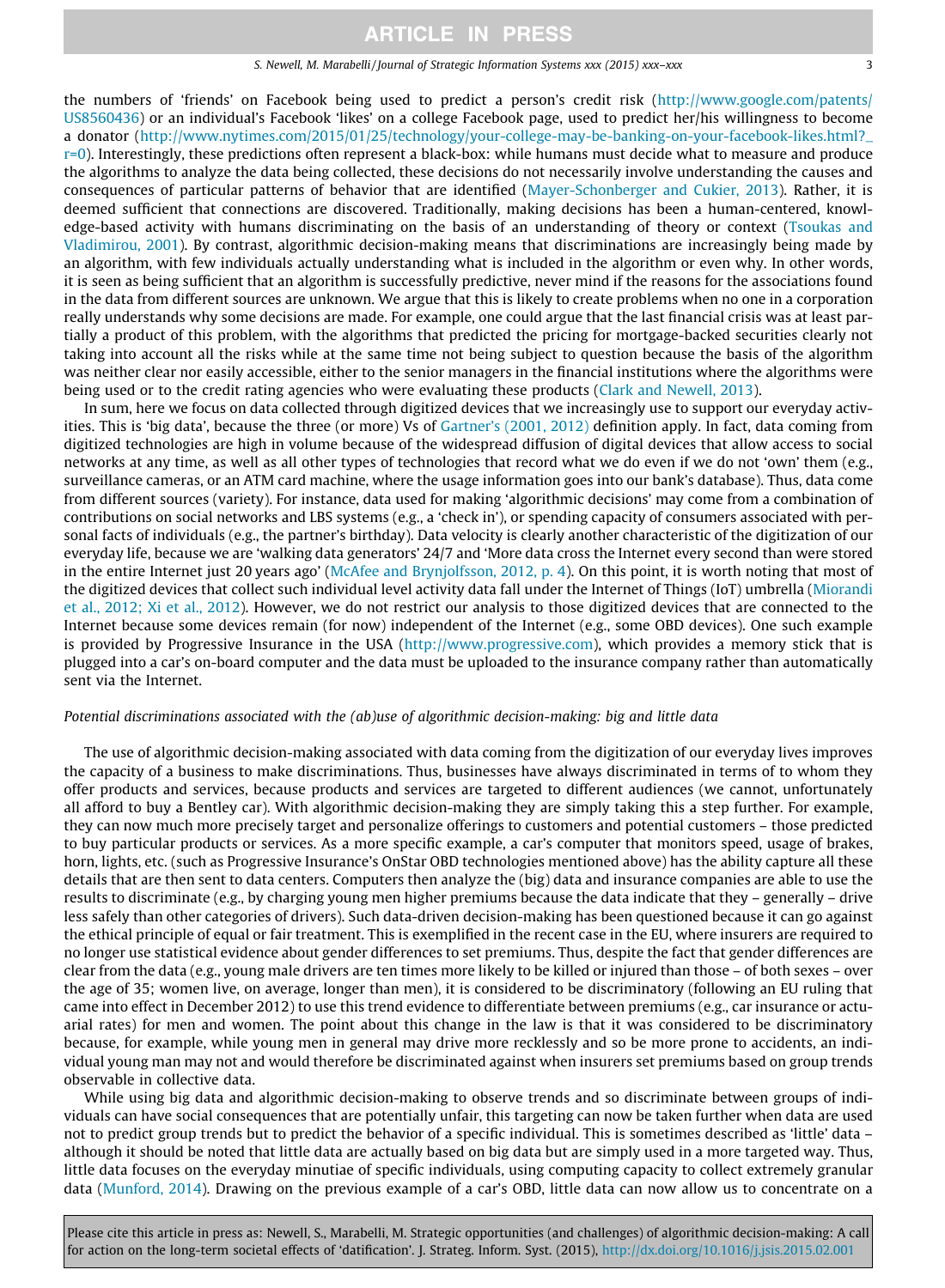the numbers of 'friends' on Facebook being used to predict a person's credit risk (http://www.google.com/patents/US8560436) or an individual's Facebook 'likes' on a college Facebook page, used to predict her/his willingness to become a donator (http://www.nytimes.com/2015/01/25/technology/your-college-may-be-banking-on-your-facebook-likes.html?_r=0). Interestingly, these predictions often represent a black-box: while humans must decide what to measure and produce the algorithms to analyze the data being collected, these decisions do not necessarily involve understanding the causes and consequences of particular patterns of behavior that are identified (Mayer-Schonberger and Cukier, 2013). Rather, it is deemed sufficient that connections are discovered. Traditionally, making decisions has been a human-centered, knowledge-based activity with humans discriminating on the basis of an understanding of theory or context (Tsoukas and Vladimirou, 2001). By contrast, algorithmic decision-making means that discriminations are increasingly being made by an algorithm, with few individuals actually understanding what is included in the algorithm or even why. In other words, it is seen as being sufficient that an algorithm is successfully predictive, never mind if the reasons for the associations found in the data from different sources are unknown. We argue that this is likely to create problems when no one in a corporation really understands why some decisions are made. For example, one could argue that the last financial crisis was at least partially a product of this problem, with the algorithms that predicted the pricing for mortgage-backed securities clearly not taking into account all the risks while at the same time not being subject to question because the basis of the algorithm was neither clear nor easily accessible, either to the senior managers in the financial institutions where the algorithms were being used or to the credit rating agencies who were evaluating these products (Clark and Newell, 2013).

In sum, here we focus on data collected through digitized devices that we increasingly use to support our everyday activities. This is 'big data', because the three (or more) Vs of Gartner's (2001, 2012) definition apply. In fact, data coming from digitized technologies are high in volume because of the widespread diffusion of digital devices that allow access to social networks at any time, as well as all other types of technologies that record what we do even if we do not 'own' them (e.g., surveillance cameras, or an ATM card machine, where the usage information goes into our bank's database). Thus, data come from different sources (variety). For instance, data used for making 'algorithmic decisions' may come from a combination of contributions on social networks and LBS systems (e.g., a 'check in'), or spending capacity of consumers associated with personal facts of individuals (e.g., the partner's birthday). Data velocity is clearly another characteristic of the digitization of our everyday life, because we are 'walking data generators' 24/7 and 'More data cross the Internet every second than were stored in the entire Internet just 20 years ago' (McAfee and Brynjolfsson, 2012, p. 4). On this point, it is worth noting that most of the digitized devices that collect such individual level activity data fall under the Internet of Things (IoT) umbrella (Miorandi et al., 2012; Xi et al., 2012). However, we do not restrict our analysis to those digitized devices that are connected to the Internet because some devices remain (for now) independent of the Internet (e.g., some OBD devices). One such example is provided by Progressive Insurance in the USA (http://www.progressive.com), which provides a memory stick that is plugged into a car's on-board computer and the data must be uploaded to the insurance company rather than automatically sent via the Internet.

*Potential discriminations associated with the (ab)use of algorithmic decision-making: big and little data*

The use of algorithmic decision-making associated with data coming from the digitization of our everyday lives improves the capacity of a business to make discriminations. Thus, businesses have always discriminated in terms of to whom they offer products and services, because products and services are targeted to different audiences (we cannot, unfortunately all afford to buy a Bentley car). With algorithmic decision-making they are simply taking this a step further. For example, they can now much more precisely target and personalize offerings to customers and potential customers – those predicted to buy particular products or services. As a more specific example, a car's computer that monitors speed, usage of brakes, horn, lights, etc. (such as Progressive Insurance's OnStar OBD technologies mentioned above) has the ability capture all these details that are then sent to data centers. Computers then analyze the (big) data and insurance companies are able to use the results to discriminate (e.g., by charging young men higher premiums because the data indicate that they – generally – drive less safely than other categories of drivers). Such data-driven decision-making has been questioned because it can go against the ethical principle of equal or fair treatment. This is exemplified in the recent case in the EU, where insurers are required to no longer use statistical evidence about gender differences to set premiums. Thus, despite the fact that gender differences are clear from the data (e.g., young male drivers are ten times more likely to be killed or injured than those – of both sexes – over the age of 35; women live, on average, longer than men), it is considered to be discriminatory (following an EU ruling that came into effect in December 2012) to use this trend evidence to differentiate between premiums (e.g., car insurance or actuarial rates) for men and women. The point about this change in the law is that it was considered to be discriminatory because, for example, while young men in general may drive more recklessly and so be more prone to accidents, an individual young man may not and would therefore be discriminated against when insurers set premiums based on group trends observable in collective data.

While using big data and algorithmic decision-making to observe trends and so discriminate between groups of individuals can have social consequences that are potentially unfair, this targeting can now be taken further when data are used not to predict group trends but to predict the behavior of a specific individual. This is sometimes described as 'little' data – although it should be noted that little data are actually based on big data but are simply used in a more targeted way. Thus, little data focuses on the everyday minutiae of specific individuals, using computing capacity to collect extremely granular data (Munford, 2014). Drawing on the previous example of a car's OBD, little data can now allow us to concentrate on a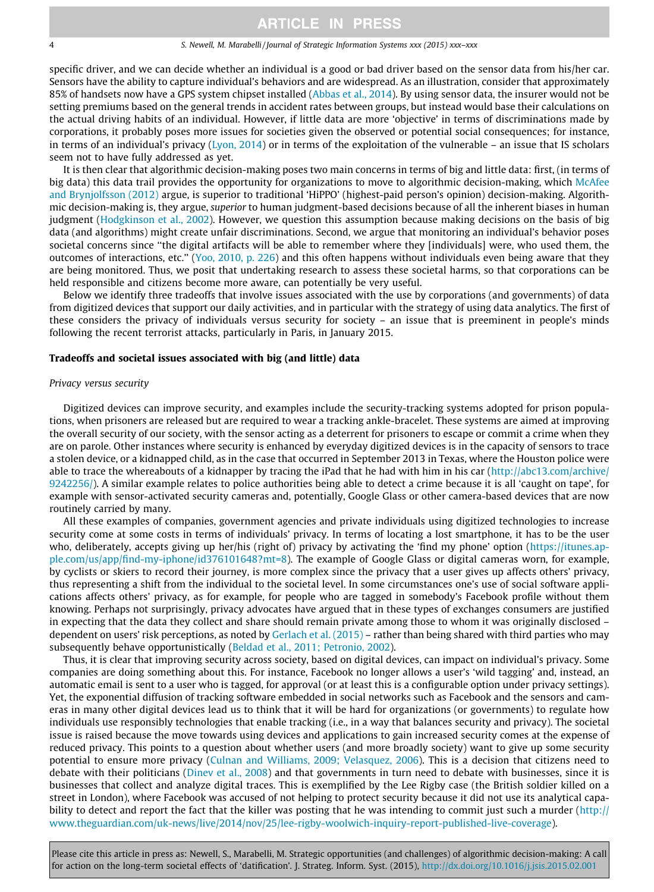specific driver, and we can decide whether an individual is a good or bad driver based on the sensor data from his/her car. Sensors have the ability to capture individual's behaviors and are widespread. As an illustration, consider that approximately 85% of handsets now have a GPS system chipset installed (Abbas et al., 2014). By using sensor data, the insurer would not be setting premiums based on the general trends in accident rates between groups, but instead would base their calculations on the actual driving habits of an individual. However, if little data are more 'objective' in terms of discriminations made by corporations, it probably poses more issues for societies given the observed or potential social consequences; for instance, in terms of an individual's privacy (Lyon, 2014) or in terms of the exploitation of the vulnerable – an issue that IS scholars seem not to have fully addressed as yet.

It is then clear that algorithmic decision-making poses two main concerns in terms of big and little data: first, (in terms of big data) this data trail provides the opportunity for organizations to move to algorithmic decision-making, which McAfee and Brynjolfsson (2012) argue, is superior to traditional 'HiPPO' (highest-paid person's opinion) decision-making. Algorithmic decision-making is, they argue, *superior* to human judgment-based decisions because of all the inherent biases in human judgment (Hodgkinson et al., 2002). However, we question this assumption because making decisions on the basis of big data (and algorithms) might create unfair discriminations. Second, we argue that monitoring an individual's behavior poses societal concerns since "the digital artifacts will be able to remember where they [individuals] were, who used them, the outcomes of interactions, etc." (Yoo, 2010, p. 226) and this often happens without individuals even being aware that they are being monitored. Thus, we posit that undertaking research to assess these societal harms, so that corporations can be held responsible and citizens become more aware, can potentially be very useful.

Below we identify three tradeoffs that involve issues associated with the use by corporations (and governments) of data from digitized devices that support our daily activities, and in particular with the strategy of using data analytics. The first of these considers the privacy of individuals versus security for society – an issue that is preeminent in people's minds following the recent terrorist attacks, particularly in Paris, in January 2015.

## Tradeoffs and societal issues associated with big (and little) data

### *Privacy versus security*

Digitized devices can improve security, and examples include the security-tracking systems adopted for prison populations, when prisoners are released but are required to wear a tracking ankle-bracelet. These systems are aimed at improving the overall security of our society, with the sensor acting as a deterrent for prisoners to escape or commit a crime when they are on parole. Other instances where security is enhanced by everyday digitized devices is in the capacity of sensors to trace a stolen device, or a kidnapped child, as in the case that occurred in September 2013 in Texas, where the Houston police were able to trace the whereabouts of a kidnapper by tracing the iPad that he had with him in his car (http://abc13.com/archive/9242256/). A similar example relates to police authorities being able to detect a crime because it is all 'caught on tape', for example with sensor-activated security cameras and, potentially, Google Glass or other camera-based devices that are now routinely carried by many.

All these examples of companies, government agencies and private individuals using digitized technologies to increase security come at some costs in terms of individuals' privacy. In terms of locating a lost smartphone, it has to be the user who, deliberately, accepts giving up her/his (right of) privacy by activating the 'find my phone' option (https://itunes.apple.com/us/app/find-my-iphone/id376101648?mt=8). The example of Google Glass or digital cameras worn, for example, by cyclists or skiers to record their journey, is more complex since the privacy that a user gives up affects others' privacy, thus representing a shift from the individual to the societal level. In some circumstances one's use of social software applications affects others' privacy, as for example, for people who are tagged in somebody's Facebook profile without them knowing. Perhaps not surprisingly, privacy advocates have argued that in these types of exchanges consumers are justified in expecting that the data they collect and share should remain private among those to whom it was originally disclosed – dependent on users' risk perceptions, as noted by Gerlach et al. (2015) – rather than being shared with third parties who may subsequently behave opportunistically (Beldad et al., 2011; Petronio, 2002).

Thus, it is clear that improving security across society, based on digital devices, can impact on individual's privacy. Some companies are doing something about this. For instance, Facebook no longer allows a user's 'wild tagging' and, instead, an automatic email is sent to a user who is tagged, for approval (or at least this is a configurable option under privacy settings). Yet, the exponential diffusion of tracking software embedded in social networks such as Facebook and the sensors and cameras in many other digital devices lead us to think that it will be hard for organizations (or governments) to regulate how individuals use responsibly technologies that enable tracking (i.e., in a way that balances security and privacy). The societal issue is raised because the move towards using devices and applications to gain increased security comes at the expense of reduced privacy. This points to a question about whether users (and more broadly society) want to give up some security potential to ensure more privacy (Culnan and Williams, 2009; Velasquez, 2006). This is a decision that citizens need to debate with their politicians (Dinev et al., 2008) and that governments in turn need to debate with businesses, since it is businesses that collect and analyze digital traces. This is exemplified by the Lee Rigby case (the British soldier killed on a street in London), where Facebook was accused of not helping to protect security because it did not use its analytical capability to detect and report the fact that the killer was posting that he was intending to commit just such a murder (http://www.theguardian.com/uk-news/live/2014/nov/25/lee-rigby-woolwich-inquiry-report-published-live-coverage).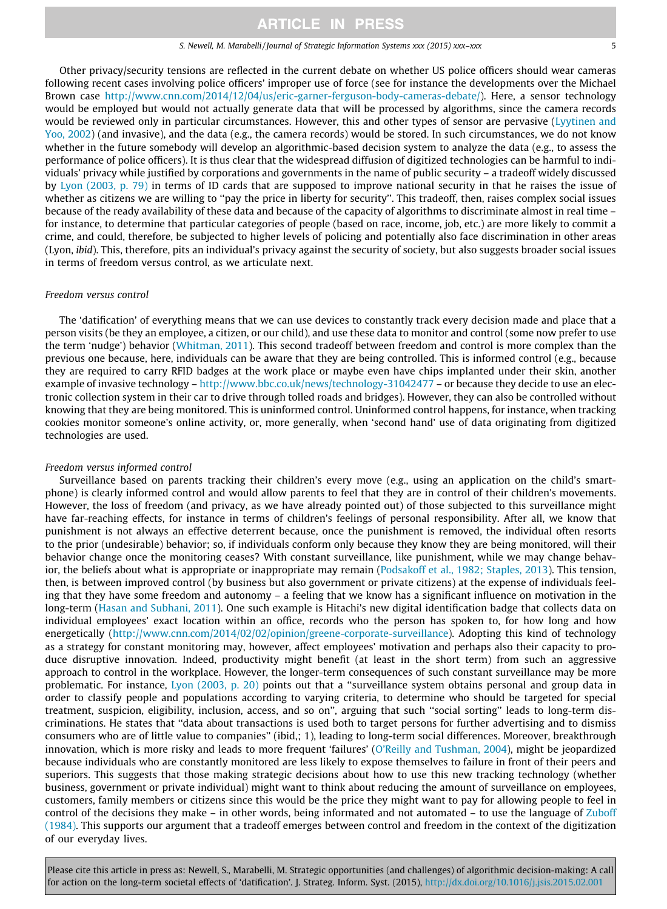Other privacy/security tensions are reflected in the current debate on whether US police officers should wear cameras following recent cases involving police officers' improper use of force (see for instance the developments over the Michael Brown case http://www.cnn.com/2014/12/04/us/eric-garner-ferguson-body-cameras-debate/). Here, a sensor technology would be employed but would not actually generate data that will be processed by algorithms, since the camera records would be reviewed only in particular circumstances. However, this and other types of sensor are pervasive (Lyytinen and Yoo, 2002) (and invasive), and the data (e.g., the camera records) would be stored. In such circumstances, we do not know whether in the future somebody will develop an algorithmic-based decision system to analyze the data (e.g., to assess the performance of police officers). It is thus clear that the widespread diffusion of digitized technologies can be harmful to individuals' privacy while justified by corporations and governments in the name of public security – a tradeoff widely discussed by Lyon (2003, p. 79) in terms of ID cards that are supposed to improve national security in that he raises the issue of whether as citizens we are willing to ''pay the price in liberty for security''. This tradeoff, then, raises complex social issues because of the ready availability of these data and because of the capacity of algorithms to discriminate almost in real time – for instance, to determine that particular categories of people (based on race, income, job, etc.) are more likely to commit a crime, and could, therefore, be subjected to higher levels of policing and potentially also face discrimination in other areas (Lyon, *ibid*). This, therefore, pits an individual's privacy against the security of society, but also suggests broader social issues in terms of freedom versus control, as we articulate next.

*Freedom versus control*

The 'datification' of everything means that we can use devices to constantly track every decision made and place that a person visits (be they an employee, a citizen, or our child), and use these data to monitor and control (some now prefer to use the term 'nudge') behavior (Whitman, 2011). This second tradeoff between freedom and control is more complex than the previous one because, here, individuals can be aware that they are being controlled. This is informed control (e.g., because they are required to carry RFID badges at the work place or maybe even have chips implanted under their skin, another example of invasive technology – http://www.bbc.co.uk/news/technology-31042477 – or because they decide to use an electronic collection system in their car to drive through tolled roads and bridges). However, they can also be controlled without knowing that they are being monitored. This is uninformed control. Uninformed control happens, for instance, when tracking cookies monitor someone's online activity, or, more generally, when 'second hand' use of data originating from digitized technologies are used.

*Freedom versus informed control*

Surveillance based on parents tracking their children's every move (e.g., using an application on the child's smartphone) is clearly informed control and would allow parents to feel that they are in control of their children's movements. However, the loss of freedom (and privacy, as we have already pointed out) of those subjected to this surveillance might have far-reaching effects, for instance in terms of children's feelings of personal responsibility. After all, we know that punishment is not always an effective deterrent because, once the punishment is removed, the individual often resorts to the prior (undesirable) behavior; so, if individuals conform only because they know they are being monitored, will their behavior change once the monitoring ceases? With constant surveillance, like punishment, while we may change behavior, the beliefs about what is appropriate or inappropriate may remain (Podsakoff et al., 1982; Staples, 2013). This tension, then, is between improved control (by business but also government or private citizens) at the expense of individuals feeling that they have some freedom and autonomy – a feeling that we know has a significant influence on motivation in the long-term (Hasan and Subhani, 2011). One such example is Hitachi's new digital identification badge that collects data on individual employees' exact location within an office, records who the person has spoken to, for how long and how energetically (http://www.cnn.com/2014/02/02/opinion/greene-corporate-surveillance). Adopting this kind of technology as a strategy for constant monitoring may, however, affect employees' motivation and perhaps also their capacity to produce disruptive innovation. Indeed, productivity might benefit (at least in the short term) from such an aggressive approach to control in the workplace. However, the longer-term consequences of such constant surveillance may be more problematic. For instance, Lyon (2003, p. 20) points out that a ''surveillance system obtains personal and group data in order to classify people and populations according to varying criteria, to determine who should be targeted for special treatment, suspicion, eligibility, inclusion, access, and so on'', arguing that such ''social sorting'' leads to long-term discriminations. He states that ''data about transactions is used both to target persons for further advertising and to dismiss consumers who are of little value to companies'' (ibid,; 1), leading to long-term social differences. Moreover, breakthrough innovation, which is more risky and leads to more frequent 'failures' (O'Reilly and Tushman, 2004), might be jeopardized because individuals who are constantly monitored are less likely to expose themselves to failure in front of their peers and superiors. This suggests that those making strategic decisions about how to use this new tracking technology (whether business, government or private individual) might want to think about reducing the amount of surveillance on employees, customers, family members or citizens since this would be the price they might want to pay for allowing people to feel in control of the decisions they make – in other words, being informated and not automated – to use the language of Zuboff (1984). This supports our argument that a tradeoff emerges between control and freedom in the context of the digitization of our everyday lives.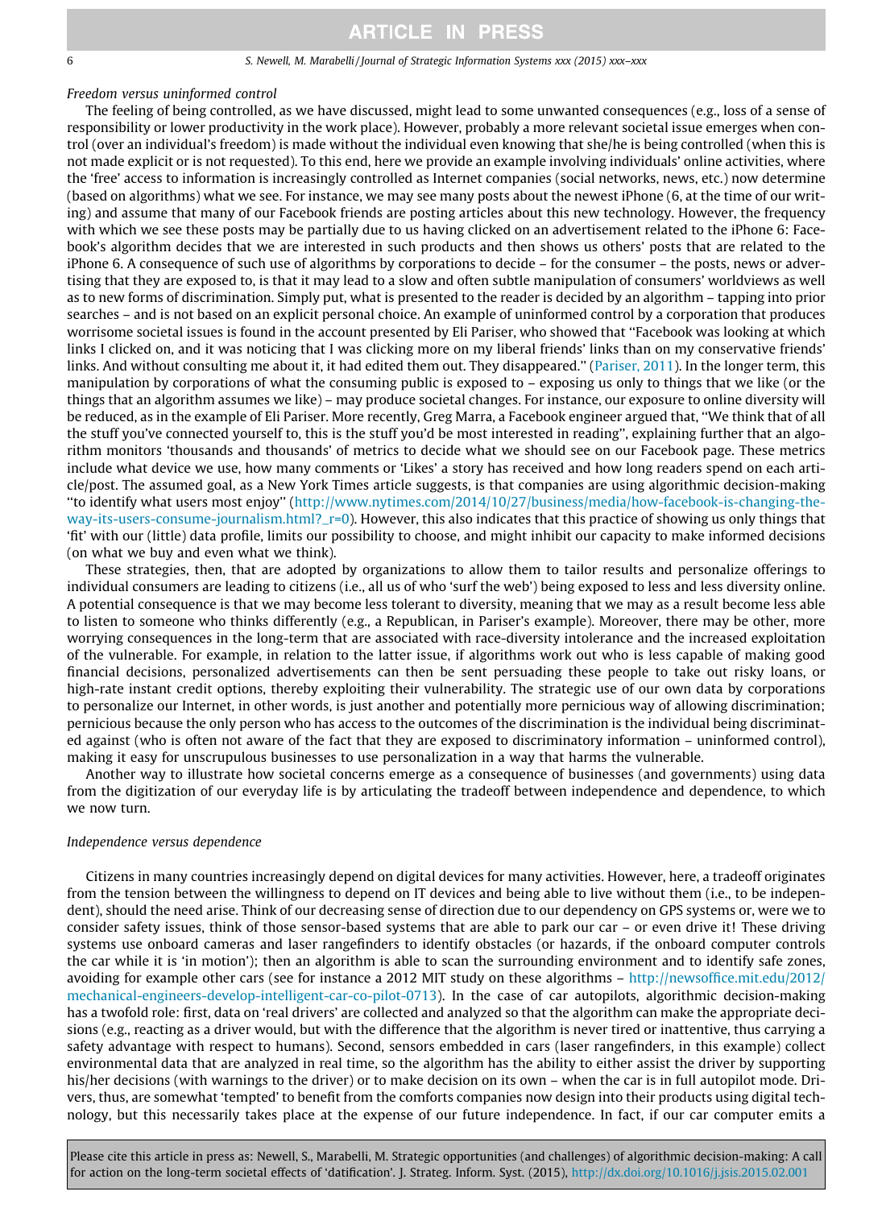*Freedom versus uninformed control*

The feeling of being controlled, as we have discussed, might lead to some unwanted consequences (e.g., loss of a sense of responsibility or lower productivity in the work place). However, probably a more relevant societal issue emerges when control (over an individual's freedom) is made without the individual even knowing that she/he is being controlled (when this is not made explicit or is not requested). To this end, here we provide an example involving individuals' online activities, where the 'free' access to information is increasingly controlled as Internet companies (social networks, news, etc.) now determine (based on algorithms) what we see. For instance, we may see many posts about the newest iPhone (6, at the time of our writing) and assume that many of our Facebook friends are posting articles about this new technology. However, the frequency with which we see these posts may be partially due to us having clicked on an advertisement related to the iPhone 6: Facebook's algorithm decides that we are interested in such products and then shows us others' posts that are related to the iPhone 6. A consequence of such use of algorithms by corporations to decide – for the consumer – the posts, news or advertising that they are exposed to, is that it may lead to a slow and often subtle manipulation of consumers' worldviews as well as to new forms of discrimination. Simply put, what is presented to the reader is decided by an algorithm – tapping into prior searches – and is not based on an explicit personal choice. An example of uninformed control by a corporation that produces worrisome societal issues is found in the account presented by Eli Pariser, who showed that ''Facebook was looking at which links I clicked on, and it was noticing that I was clicking more on my liberal friends' links than on my conservative friends' links. And without consulting me about it, it had edited them out. They disappeared.'' (Pariser, 2011). In the longer term, this manipulation by corporations of what the consuming public is exposed to – exposing us only to things that we like (or the things that an algorithm assumes we like) – may produce societal changes. For instance, our exposure to online diversity will be reduced, as in the example of Eli Pariser. More recently, Greg Marra, a Facebook engineer argued that, ''We think that of all the stuff you've connected yourself to, this is the stuff you'd be most interested in reading'', explaining further that an algorithm monitors 'thousands and thousands' of metrics to decide what we should see on our Facebook page. These metrics include what device we use, how many comments or 'Likes' a story has received and how long readers spend on each article/post. The assumed goal, as a New York Times article suggests, is that companies are using algorithmic decision-making ''to identify what users most enjoy'' (http://www.nytimes.com/2014/10/27/business/media/how-facebook-is-changing-the-way-its-users-consume-journalism.html?_r=0). However, this also indicates that this practice of showing us only things that 'fit' with our (little) data profile, limits our possibility to choose, and might inhibit our capacity to make informed decisions (on what we buy and even what we think).

These strategies, then, that are adopted by organizations to allow them to tailor results and personalize offerings to individual consumers are leading to citizens (i.e., all us of who 'surf the web') being exposed to less and less diversity online. A potential consequence is that we may become less tolerant to diversity, meaning that we may as a result become less able to listen to someone who thinks differently (e.g., a Republican, in Pariser's example). Moreover, there may be other, more worrying consequences in the long-term that are associated with race-diversity intolerance and the increased exploitation of the vulnerable. For example, in relation to the latter issue, if algorithms work out who is less capable of making good financial decisions, personalized advertisements can then be sent persuading these people to take out risky loans, or high-rate instant credit options, thereby exploiting their vulnerability. The strategic use of our own data by corporations to personalize our Internet, in other words, is just another and potentially more pernicious way of allowing discrimination; pernicious because the only person who has access to the outcomes of the discrimination is the individual being discriminated against (who is often not aware of the fact that they are exposed to discriminatory information – uninformed control), making it easy for unscrupulous businesses to use personalization in a way that harms the vulnerable.

Another way to illustrate how societal concerns emerge as a consequence of businesses (and governments) using data from the digitization of our everyday life is by articulating the tradeoff between independence and dependence, to which we now turn.

*Independence versus dependence*

Citizens in many countries increasingly depend on digital devices for many activities. However, here, a tradeoff originates from the tension between the willingness to depend on IT devices and being able to live without them (i.e., to be independent), should the need arise. Think of our decreasing sense of direction due to our dependency on GPS systems or, were we to consider safety issues, think of those sensor-based systems that are able to park our car – or even drive it! These driving systems use onboard cameras and laser rangefinders to identify obstacles (or hazards, if the onboard computer controls the car while it is 'in motion'); then an algorithm is able to scan the surrounding environment and to identify safe zones, avoiding for example other cars (see for instance a 2012 MIT study on these algorithms – http://newsoffice.mit.edu/2012/mechanical-engineers-develop-intelligent-car-co-pilot-0713). In the case of car autopilots, algorithmic decision-making has a twofold role: first, data on 'real drivers' are collected and analyzed so that the algorithm can make the appropriate decisions (e.g., reacting as a driver would, but with the difference that the algorithm is never tired or inattentive, thus carrying a safety advantage with respect to humans). Second, sensors embedded in cars (laser rangefinders, in this example) collect environmental data that are analyzed in real time, so the algorithm has the ability to either assist the driver by supporting his/her decisions (with warnings to the driver) or to make decision on its own – when the car is in full autopilot mode. Drivers, thus, are somewhat 'tempted' to benefit from the comforts companies now design into their products using digital technology, but this necessarily takes place at the expense of our future independence. In fact, if our car computer emits a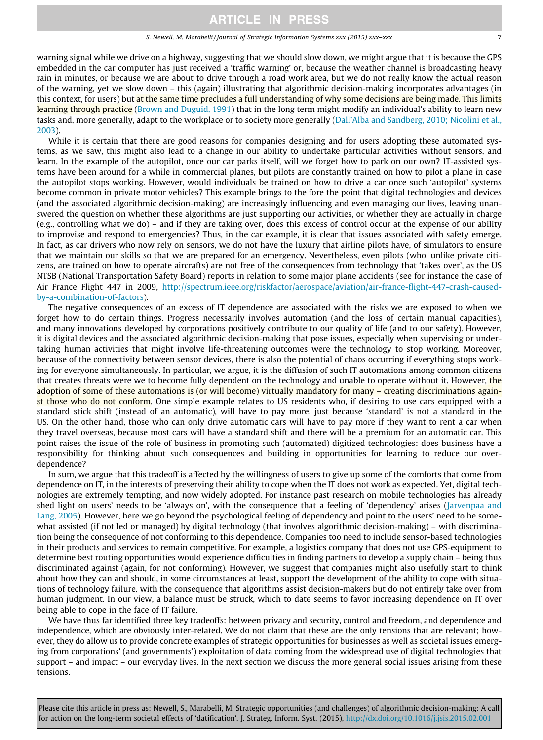warning signal while we drive on a highway, suggesting that we should slow down, we might argue that it is because the GPS embedded in the car computer has just received a 'traffic warning' or, because the weather channel is broadcasting heavy rain in minutes, or because we are about to drive through a road work area, but we do not really know the actual reason of the warning, yet we slow down – this (again) illustrating that algorithmic decision-making incorporates advantages (in this context, for users) but at the same time precludes a full understanding of why some decisions are being made. This limits learning through practice (Brown and Duguid, 1991) that in the long term might modify an individual's ability to learn new tasks and, more generally, adapt to the workplace or to society more generally (Dall'Alba and Sandberg, 2010; Nicolini et al., 2003).

While it is certain that there are good reasons for companies designing and for users adopting these automated systems, as we saw, this might also lead to a change in our ability to undertake particular activities without sensors, and learn. In the example of the autopilot, once our car parks itself, will we forget how to park on our own? IT-assisted systems have been around for a while in commercial planes, but pilots are constantly trained on how to pilot a plane in case the autopilot stops working. However, would individuals be trained on how to drive a car once such 'autopilot' systems become common in private motor vehicles? This example brings to the fore the point that digital technologies and devices (and the associated algorithmic decision-making) are increasingly influencing and even managing our lives, leaving unanswered the question on whether these algorithms are just supporting our activities, or whether they are actually in charge (e.g., controlling what we do) – and if they are taking over, does this excess of control occur at the expense of our ability to improvise and respond to emergencies? Thus, in the car example, it is clear that issues associated with safety emerge. In fact, as car drivers who now rely on sensors, we do not have the luxury that airline pilots have, of simulators to ensure that we maintain our skills so that we are prepared for an emergency. Nevertheless, even pilots (who, unlike private citizens, are trained on how to operate aircrafts) are not free of the consequences from technology that 'takes over', as the US NTSB (National Transportation Safety Board) reports in relation to some major plane accidents (see for instance the case of Air France Flight 447 in 2009, http://spectrum.ieee.org/riskfactor/aerospace/aviation/air-france-flight-447-crash-caused-by-a-combination-of-factors).

The negative consequences of an excess of IT dependence are associated with the risks we are exposed to when we forget how to do certain things. Progress necessarily involves automation (and the loss of certain manual capacities), and many innovations developed by corporations positively contribute to our quality of life (and to our safety). However, it is digital devices and the associated algorithmic decision-making that pose issues, especially when supervising or undertaking human activities that might involve life-threatening outcomes were the technology to stop working. Moreover, because of the connectivity between sensor devices, there is also the potential of chaos occurring if everything stops working for everyone simultaneously. In particular, we argue, it is the diffusion of such IT automations among common citizens that creates threats were we to become fully dependent on the technology and unable to operate without it. However, the adoption of some of these automations is (or will become) virtually mandatory for many – creating discriminations against those who do not conform. One simple example relates to US residents who, if desiring to use cars equipped with a standard stick shift (instead of an automatic), will have to pay more, just because 'standard' is not a standard in the US. On the other hand, those who can only drive automatic cars will have to pay more if they want to rent a car when they travel overseas, because most cars will have a standard shift and there will be a premium for an automatic car. This point raises the issue of the role of business in promoting such (automated) digitized technologies: does business have a responsibility for thinking about such consequences and building in opportunities for learning to reduce our over-dependence?

In sum, we argue that this tradeoff is affected by the willingness of users to give up some of the comforts that come from dependence on IT, in the interests of preserving their ability to cope when the IT does not work as expected. Yet, digital technologies are extremely tempting, and now widely adopted. For instance past research on mobile technologies has already shed light on users' needs to be 'always on', with the consequence that a feeling of 'dependency' arises (Jarvenpaa and Lang, 2005). However, here we go beyond the psychological feeling of dependency and point to the users' need to be somewhat assisted (if not led or managed) by digital technology (that involves algorithmic decision-making) – with discrimination being the consequence of not conforming to this dependence. Companies too need to include sensor-based technologies in their products and services to remain competitive. For example, a logistics company that does not use GPS-equipment to determine best routing opportunities would experience difficulties in finding partners to develop a supply chain – being thus discriminated against (again, for not conforming). However, we suggest that companies might also usefully start to think about how they can and should, in some circumstances at least, support the development of the ability to cope with situations of technology failure, with the consequence that algorithms assist decision-makers but do not entirely take over from human judgment. In our view, a balance must be struck, which to date seems to favor increasing dependence on IT over being able to cope in the face of IT failure.

We have thus far identified three key tradeoffs: between privacy and security, control and freedom, and dependence and independence, which are obviously inter-related. We do not claim that these are the only tensions that are relevant; however, they do allow us to provide concrete examples of strategic opportunities for businesses as well as societal issues emerging from corporations' (and governments') exploitation of data coming from the widespread use of digital technologies that support – and impact – our everyday lives. In the next section we discuss the more general social issues arising from these tensions.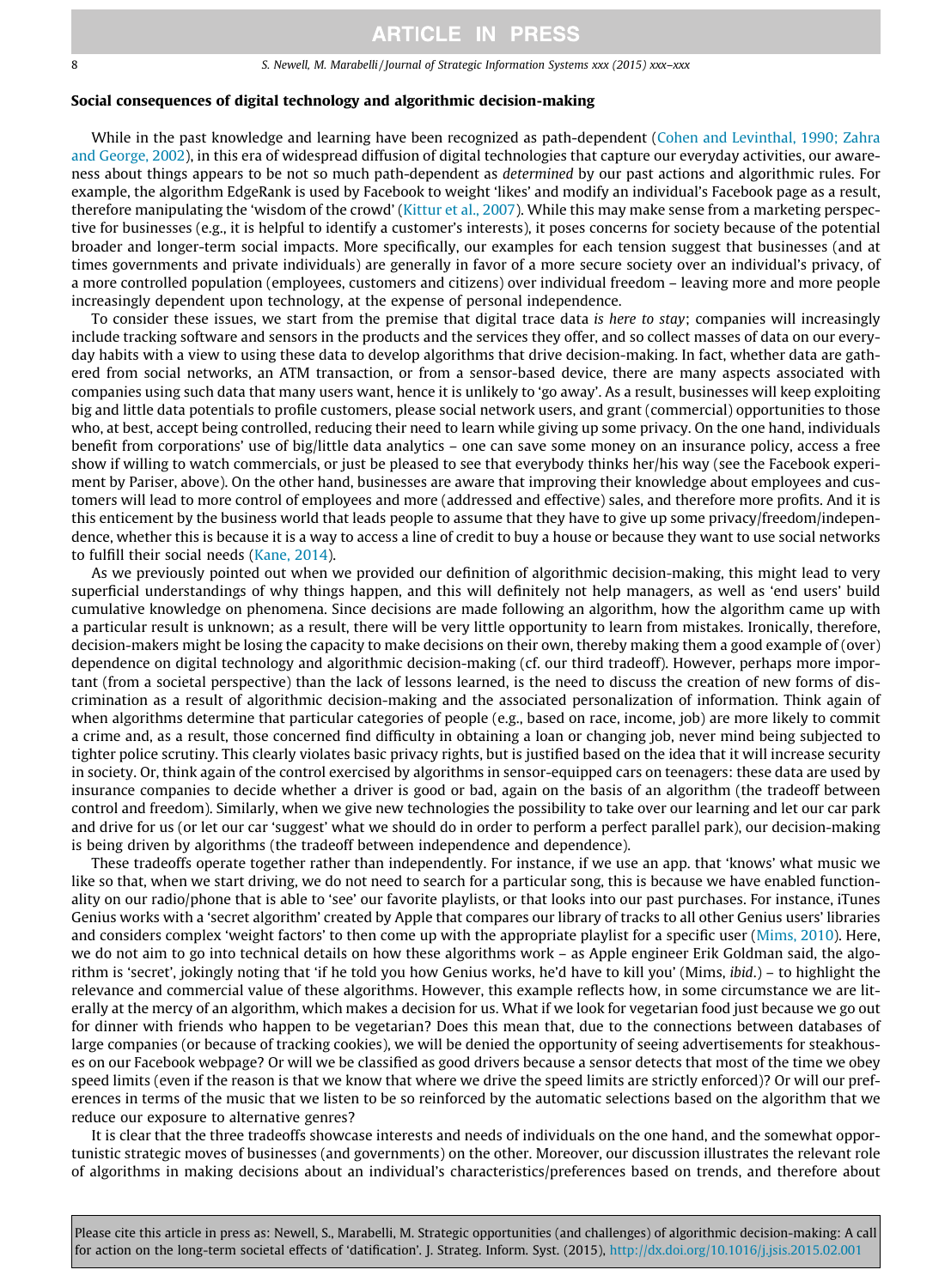### Social consequences of digital technology and algorithmic decision-making

While in the past knowledge and learning have been recognized as path-dependent (Cohen and Levinthal, 1990; Zahra and George, 2002), in this era of widespread diffusion of digital technologies that capture our everyday activities, our awareness about things appears to be not so much path-dependent as *determined* by our past actions and algorithmic rules. For example, the algorithm EdgeRank is used by Facebook to weight 'likes' and modify an individual's Facebook page as a result, therefore manipulating the 'wisdom of the crowd' (Kittur et al., 2007). While this may make sense from a marketing perspective for businesses (e.g., it is helpful to identify a customer's interests), it poses concerns for society because of the potential broader and longer-term social impacts. More specifically, our examples for each tension suggest that businesses (and at times governments and private individuals) are generally in favor of a more secure society over an individual's privacy, of a more controlled population (employees, customers and citizens) over individual freedom – leaving more and more people increasingly dependent upon technology, at the expense of personal independence.

To consider these issues, we start from the premise that digital trace data *is here to stay*; companies will increasingly include tracking software and sensors in the products and the services they offer, and so collect masses of data on our everyday habits with a view to using these data to develop algorithms that drive decision-making. In fact, whether data are gathered from social networks, an ATM transaction, or from a sensor-based device, there are many aspects associated with companies using such data that many users want, hence it is unlikely to 'go away'. As a result, businesses will keep exploiting big and little data potentials to profile customers, please social network users, and grant (commercial) opportunities to those who, at best, accept being controlled, reducing their need to learn while giving up some privacy. On the one hand, individuals benefit from corporations' use of big/little data analytics – one can save some money on an insurance policy, access a free show if willing to watch commercials, or just be pleased to see that everybody thinks her/his way (see the Facebook experiment by Pariser, above). On the other hand, businesses are aware that improving their knowledge about employees and customers will lead to more control of employees and more (addressed and effective) sales, and therefore more profits. And it is this enticement by the business world that leads people to assume that they have to give up some privacy/freedom/independence, whether this is because it is a way to access a line of credit to buy a house or because they want to use social networks to fulfill their social needs (Kane, 2014).

As we previously pointed out when we provided our definition of algorithmic decision-making, this might lead to very superficial understandings of why things happen, and this will definitely not help managers, as well as 'end users' build cumulative knowledge on phenomena. Since decisions are made following an algorithm, how the algorithm came up with a particular result is unknown; as a result, there will be very little opportunity to learn from mistakes. Ironically, therefore, decision-makers might be losing the capacity to make decisions on their own, thereby making them a good example of (over) dependence on digital technology and algorithmic decision-making (cf. our third tradeoff). However, perhaps more important (from a societal perspective) than the lack of lessons learned, is the need to discuss the creation of new forms of discrimination as a result of algorithmic decision-making and the associated personalization of information. Think again of when algorithms determine that particular categories of people (e.g., based on race, income, job) are more likely to commit a crime and, as a result, those concerned find difficulty in obtaining a loan or changing job, never mind being subjected to tighter police scrutiny. This clearly violates basic privacy rights, but is justified based on the idea that it will increase security in society. Or, think again of the control exercised by algorithms in sensor-equipped cars on teenagers: these data are used by insurance companies to decide whether a driver is good or bad, again on the basis of an algorithm (the tradeoff between control and freedom). Similarly, when we give new technologies the possibility to take over our learning and let our car park and drive for us (or let our car 'suggest' what we should do in order to perform a perfect parallel park), our decision-making is being driven by algorithms (the tradeoff between independence and dependence).

These tradeoffs operate together rather than independently. For instance, if we use an app. that 'knows' what music we like so that, when we start driving, we do not need to search for a particular song, this is because we have enabled functionality on our radio/phone that is able to 'see' our favorite playlists, or that looks into our past purchases. For instance, iTunes Genius works with a 'secret algorithm' created by Apple that compares our library of tracks to all other Genius users' libraries and considers complex 'weight factors' to then come up with the appropriate playlist for a specific user (Mims, 2010). Here, we do not aim to go into technical details on how these algorithms work – as Apple engineer Erik Goldman said, the algorithm is 'secret', jokingly noting that 'if he told you how Genius works, he'd have to kill you' (Mims, *ibid*.) – to highlight the relevance and commercial value of these algorithms. However, this example reflects how, in some circumstance we are literally at the mercy of an algorithm, which makes a decision for us. What if we look for vegetarian food just because we go out for dinner with friends who happen to be vegetarian? Does this mean that, due to the connections between databases of large companies (or because of tracking cookies), we will be denied the opportunity of seeing advertisements for steakhouses on our Facebook webpage? Or will we be classified as good drivers because a sensor detects that most of the time we obey speed limits (even if the reason is that we know that where we drive the speed limits are strictly enforced)? Or will our preferences in terms of the music that we listen to be so reinforced by the automatic selections based on the algorithm that we reduce our exposure to alternative genres?

It is clear that the three tradeoffs showcase interests and needs of individuals on the one hand, and the somewhat opportunistic strategic moves of businesses (and governments) on the other. Moreover, our discussion illustrates the relevant role of algorithms in making decisions about an individual's characteristics/preferences based on trends, and therefore about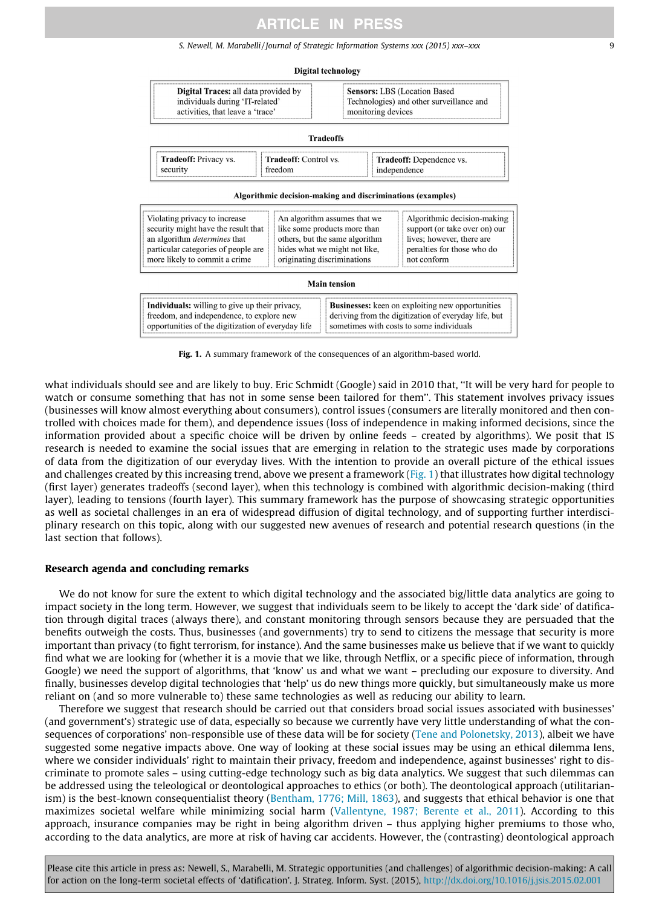**Digital technology**

| Digital Traces: all data provided by individuals during 'IT-related' activities, that leave a 'trace' | Sensors: LBS (Location Based Technologies) and other surveillance and monitoring devices |
| --- | --- |

**Tradeoffs**

| Tradeoff: Privacy vs. security | Tradeoff: Control vs. freedom | Tradeoff: Dependence vs. independence |
| --- | --- | --- |

**Algorithmic decision-making and discriminations (examples)**

| Violating privacy to increase security might have the result that an algorithm *determines* that particular categories of people are more likely to commit a crime | An algorithm assumes that we like some products more than others, but the same algorithm hides what we might not like, originating discriminations | Algorithmic decision-making support (or take over on) our lives; however, there are penalties for those who do not conform |
| --- | --- | --- |

**Main tension**

| Individuals: willing to give up their privacy, freedom, and independence, to explore new opportunities of the digitization of everyday life | Businesses: keen on exploiting new opportunities deriving from the digitization of everyday life, but sometimes with costs to some individuals |
| --- | --- |

**Fig. 1.** A summary framework of the consequences of an algorithm-based world.

what individuals should see and are likely to buy. Eric Schmidt (Google) said in 2010 that, "It will be very hard for people to watch or consume something that has not in some sense been tailored for them". This statement involves privacy issues (businesses will know almost everything about consumers), control issues (consumers are literally monitored and then controlled with choices made for them), and dependence issues (loss of independence in making informed decisions, since the information provided about a specific choice will be driven by online feeds – created by algorithms). We posit that IS research is needed to examine the social issues that are emerging in relation to the strategic uses made by corporations of data from the digitization of our everyday lives. With the intention to provide an overall picture of the ethical issues and challenges created by this increasing trend, above we present a framework (Fig. 1) that illustrates how digital technology (first layer) generates tradeoffs (second layer), when this technology is combined with algorithmic decision-making (third layer), leading to tensions (fourth layer). This summary framework has the purpose of showcasing strategic opportunities as well as societal challenges in an era of widespread diffusion of digital technology, and of supporting further interdisciplinary research on this topic, along with our suggested new avenues of research and potential research questions (in the last section that follows).

## Research agenda and concluding remarks

We do not know for sure the extent to which digital technology and the associated big/little data analytics are going to impact society in the long term. However, we suggest that individuals seem to be likely to accept the 'dark side' of datification through digital traces (always there), and constant monitoring through sensors because they are persuaded that the benefits outweigh the costs. Thus, businesses (and governments) try to send to citizens the message that security is more important than privacy (to fight terrorism, for instance). And the same businesses make us believe that if we want to quickly find what we are looking for (whether it is a movie that we like, through Netflix, or a specific piece of information, through Google) we need the support of algorithms, that 'know' us and what we want – precluding our exposure to diversity. And finally, businesses develop digital technologies that 'help' us do new things more quickly, but simultaneously make us more reliant on (and so more vulnerable to) these same technologies as well as reducing our ability to learn.

Therefore we suggest that research should be carried out that considers broad social issues associated with businesses' (and government's) strategic use of data, especially so because we currently have very little understanding of what the consequences of corporations' non-responsible use of these data will be for society (Tene and Polonetsky, 2013), albeit we have suggested some negative impacts above. One way of looking at these social issues may be using an ethical dilemma lens, where we consider individuals' right to maintain their privacy, freedom and independence, against businesses' right to discriminate to promote sales – using cutting-edge technology such as big data analytics. We suggest that such dilemmas can be addressed using the teleological or deontological approaches to ethics (or both). The deontological approach (utilitarianism) is the best-known consequentialist theory (Bentham, 1776; Mill, 1863), and suggests that ethical behavior is one that maximizes societal welfare while minimizing social harm (Vallentyne, 1987; Berente et al., 2011). According to this approach, insurance companies may be right in being algorithm driven – thus applying higher premiums to those who, according to the data analytics, are more at risk of having car accidents. However, the (contrasting) deontological approach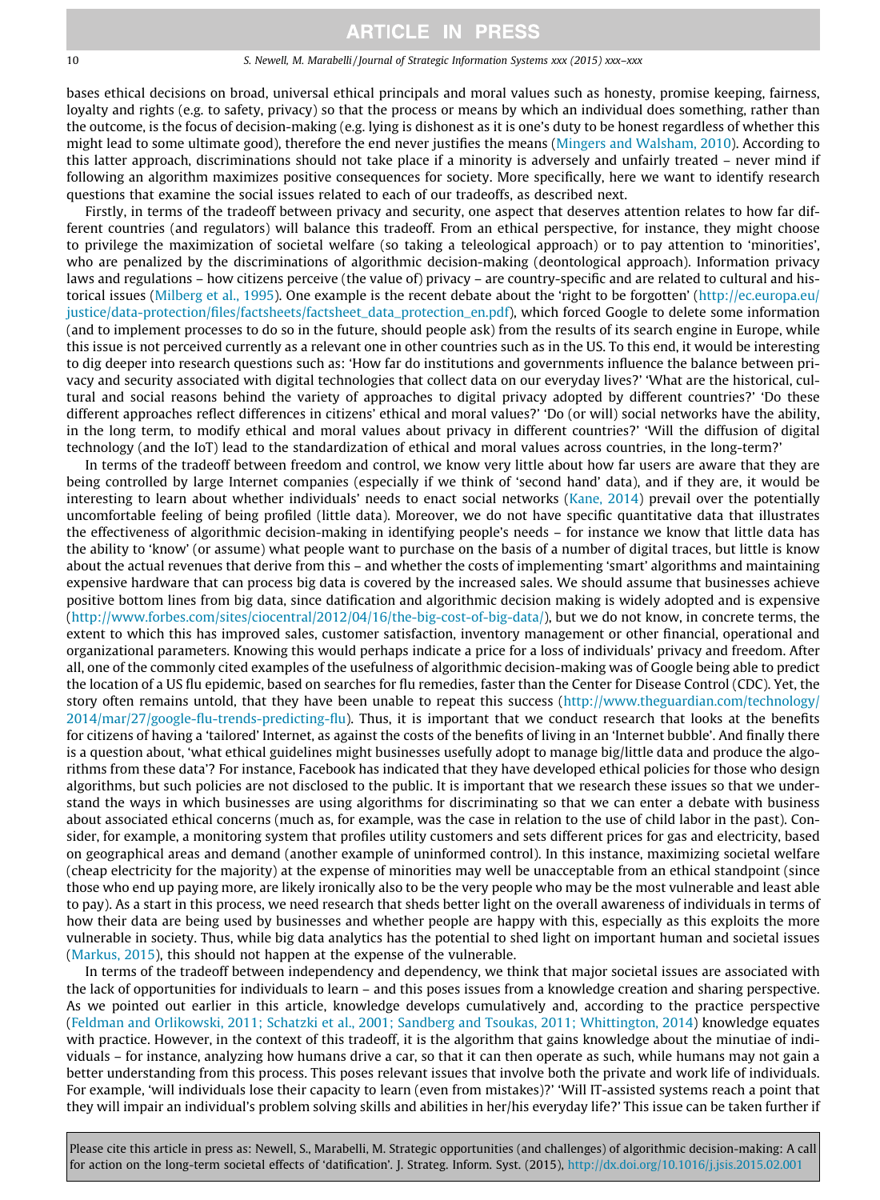bases ethical decisions on broad, universal ethical principals and moral values such as honesty, promise keeping, fairness, loyalty and rights (e.g. to safety, privacy) so that the process or means by which an individual does something, rather than the outcome, is the focus of decision-making (e.g. lying is dishonest as it is one's duty to be honest regardless of whether this might lead to some ultimate good), therefore the end never justifies the means (Mingers and Walsham, 2010). According to this latter approach, discriminations should not take place if a minority is adversely and unfairly treated – never mind if following an algorithm maximizes positive consequences for society. More specifically, here we want to identify research questions that examine the social issues related to each of our tradeoffs, as described next.

Firstly, in terms of the tradeoff between privacy and security, one aspect that deserves attention relates to how far different countries (and regulators) will balance this tradeoff. From an ethical perspective, for instance, they might choose to privilege the maximization of societal welfare (so taking a teleological approach) or to pay attention to 'minorities', who are penalized by the discriminations of algorithmic decision-making (deontological approach). Information privacy laws and regulations – how citizens perceive (the value of) privacy – are country-specific and are related to cultural and historical issues (Milberg et al., 1995). One example is the recent debate about the 'right to be forgotten' (http://ec.europa.eu/justice/data-protection/files/factsheets/factsheet_data_protection_en.pdf), which forced Google to delete some information (and to implement processes to do so in the future, should people ask) from the results of its search engine in Europe, while this issue is not perceived currently as a relevant one in other countries such as in the US. To this end, it would be interesting to dig deeper into research questions such as: 'How far do institutions and governments influence the balance between privacy and security associated with digital technologies that collect data on our everyday lives?' 'What are the historical, cultural and social reasons behind the variety of approaches to digital privacy adopted by different countries?' 'Do these different approaches reflect differences in citizens' ethical and moral values?' 'Do (or will) social networks have the ability, in the long term, to modify ethical and moral values about privacy in different countries?' 'Will the diffusion of digital technology (and the IoT) lead to the standardization of ethical and moral values across countries, in the long-term?'

In terms of the tradeoff between freedom and control, we know very little about how far users are aware that they are being controlled by large Internet companies (especially if we think of 'second hand' data), and if they are, it would be interesting to learn about whether individuals' needs to enact social networks (Kane, 2014) prevail over the potentially uncomfortable feeling of being profiled (little data). Moreover, we do not have specific quantitative data that illustrates the effectiveness of algorithmic decision-making in identifying people's needs – for instance we know that little data has the ability to 'know' (or assume) what people want to purchase on the basis of a number of digital traces, but little is know about the actual revenues that derive from this – and whether the costs of implementing 'smart' algorithms and maintaining expensive hardware that can process big data is covered by the increased sales. We should assume that businesses achieve positive bottom lines from big data, since datification and algorithmic decision making is widely adopted and is expensive (http://www.forbes.com/sites/ciocentral/2012/04/16/the-big-cost-of-big-data/), but we do not know, in concrete terms, the extent to which this has improved sales, customer satisfaction, inventory management or other financial, operational and organizational parameters. Knowing this would perhaps indicate a price for a loss of individuals' privacy and freedom. After all, one of the commonly cited examples of the usefulness of algorithmic decision-making was of Google being able to predict the location of a US flu epidemic, based on searches for flu remedies, faster than the Center for Disease Control (CDC). Yet, the story often remains untold, that they have been unable to repeat this success (http://www.theguardian.com/technology/2014/mar/27/google-flu-trends-predicting-flu). Thus, it is important that we conduct research that looks at the benefits for citizens of having a 'tailored' Internet, as against the costs of the benefits of living in an 'Internet bubble'. And finally there is a question about, 'what ethical guidelines might businesses usefully adopt to manage big/little data and produce the algorithms from these data'? For instance, Facebook has indicated that they have developed ethical policies for those who design algorithms, but such policies are not disclosed to the public. It is important that we research these issues so that we understand the ways in which businesses are using algorithms for discriminating so that we can enter a debate with business about associated ethical concerns (much as, for example, was the case in relation to the use of child labor in the past). Consider, for example, a monitoring system that profiles utility customers and sets different prices for gas and electricity, based on geographical areas and demand (another example of uninformed control). In this instance, maximizing societal welfare (cheap electricity for the majority) at the expense of minorities may well be unacceptable from an ethical standpoint (since those who end up paying more, are likely ironically also to be the very people who may be the most vulnerable and least able to pay). As a start in this process, we need research that sheds better light on the overall awareness of individuals in terms of how their data are being used by businesses and whether people are happy with this, especially as this exploits the more vulnerable in society. Thus, while big data analytics has the potential to shed light on important human and societal issues (Markus, 2015), this should not happen at the expense of the vulnerable.

In terms of the tradeoff between independency and dependency, we think that major societal issues are associated with the lack of opportunities for individuals to learn – and this poses issues from a knowledge creation and sharing perspective. As we pointed out earlier in this article, knowledge develops cumulatively and, according to the practice perspective (Feldman and Orlikowski, 2011; Schatzki et al., 2001; Sandberg and Tsoukas, 2011; Whittington, 2014) knowledge equates with practice. However, in the context of this tradeoff, it is the algorithm that gains knowledge about the minutiae of individuals – for instance, analyzing how humans drive a car, so that it can then operate as such, while humans may not gain a better understanding from this process. This poses relevant issues that involve both the private and work life of individuals. For example, 'will individuals lose their capacity to learn (even from mistakes)?' 'Will IT-assisted systems reach a point that they will impair an individual's problem solving skills and abilities in her/his everyday life?' This issue can be taken further if

Please cite this article in press as: Newell, S., Marabelli, M. Strategic opportunities (and challenges) of algorithmic decision-making: A call for action on the long-term societal effects of 'datification'. J. Strateg. Inform. Syst. (2015), http://dx.doi.org/10.1016/j.jsis.2015.02.001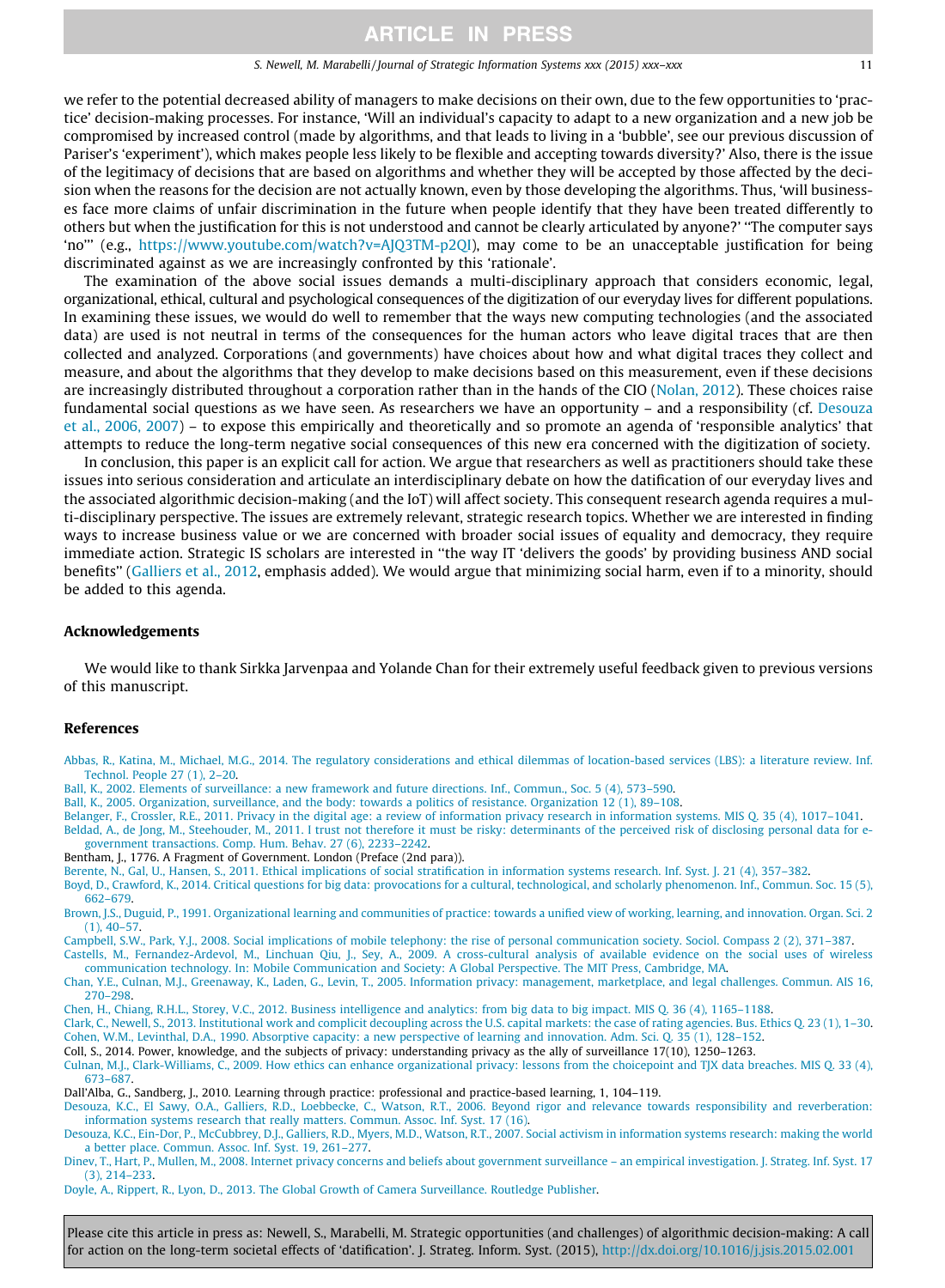we refer to the potential decreased ability of managers to make decisions on their own, due to the few opportunities to 'practice' decision-making processes. For instance, 'Will an individual's capacity to adapt to a new organization and a new job be compromised by increased control (made by algorithms, and that leads to living in a 'bubble', see our previous discussion of Pariser's 'experiment'), which makes people less likely to be flexible and accepting towards diversity?' Also, there is the issue of the legitimacy of decisions that are based on algorithms and whether they will be accepted by those affected by the decision when the reasons for the decision are not actually known, even by those developing the algorithms. Thus, 'will businesses face more claims of unfair discrimination in the future when people identify that they have been treated differently to others but when the justification for this is not understood and cannot be clearly articulated by anyone?' "The computer says 'no'" (e.g., https://www.youtube.com/watch?v=AJQ3TM-p2QI), may come to be an unacceptable justification for being discriminated against as we are increasingly confronted by this 'rationale'.

The examination of the above social issues demands a multi-disciplinary approach that considers economic, legal, organizational, ethical, cultural and psychological consequences of the digitization of our everyday lives for different populations. In examining these issues, we would do well to remember that the ways new computing technologies (and the associated data) are used is not neutral in terms of the consequences for the human actors who leave digital traces that are then collected and analyzed. Corporations (and governments) have choices about how and what digital traces they collect and measure, and about the algorithms that they develop to make decisions based on this measurement, even if these decisions are increasingly distributed throughout a corporation rather than in the hands of the CIO (Nolan, 2012). These choices raise fundamental social questions as we have seen. As researchers we have an opportunity – and a responsibility (cf. Desouza et al., 2006, 2007) – to expose this empirically and theoretically and so promote an agenda of 'responsible analytics' that attempts to reduce the long-term negative social consequences of this new era concerned with the digitization of society.

In conclusion, this paper is an explicit call for action. We argue that researchers as well as practitioners should take these issues into serious consideration and articulate an interdisciplinary debate on how the datification of our everyday lives and the associated algorithmic decision-making (and the IoT) will affect society. This consequent research agenda requires a multi-disciplinary perspective. The issues are extremely relevant, strategic research topics. Whether we are interested in finding ways to increase business value or we are concerned with broader social issues of equality and democracy, they require immediate action. Strategic IS scholars are interested in "the way IT 'delivers the goods' by providing business AND social benefits" (Galliers et al., 2012, emphasis added). We would argue that minimizing social harm, even if to a minority, should be added to this agenda.

## Acknowledgements

We would like to thank Sirkka Jarvenpaa and Yolande Chan for their extremely useful feedback given to previous versions of this manuscript.

## References

Abbas, R., Katina, M., Michael, M.G., 2014. The regulatory considerations and ethical dilemmas of location-based services (LBS): a literature review. Inf. Technol. People 27 (1), 2–20.

Ball, K., 2002. Elements of surveillance: a new framework and future directions. Inf., Commun., Soc. 5 (4), 573–590.

Ball, K., 2005. Organization, surveillance, and the body: towards a politics of resistance. Organization 12 (1), 89–108.

Belanger, F., Crossler, R.E., 2011. Privacy in the digital age: a review of information privacy research in information systems. MIS Q. 35 (4), 1017–1041.

Beldad, A., de Jong, M., Steehouder, M., 2011. I trust not therefore it must be risky: determinants of the perceived risk of disclosing personal data for e-government transactions. Comp. Hum. Behav. 27 (6), 2233–2242.

Bentham, J., 1776. A Fragment of Government. London (Preface (2nd para)).

Berente, N., Gal, U., Hansen, S., 2011. Ethical implications of social stratification in information systems research. Inf. Syst. J. 21 (4), 357–382.

Boyd, D., Crawford, K., 2014. Critical questions for big data: provocations for a cultural, technological, and scholarly phenomenon. Inf., Commun. Soc. 15 (5), 662–679.

Brown, J.S., Duguid, P., 1991. Organizational learning and communities of practice: towards a unified view of working, learning, and innovation. Organ. Sci. 2 (1), 40–57.

Campbell, S.W., Park, Y.J., 2008. Social implications of mobile telephony: the rise of personal communication society. Sociol. Compass 2 (2), 371–387.

Castells, M., Fernandez-Ardevol, M., Linchuan Qiu, J., Sey, A., 2009. A cross-cultural analysis of available evidence on the social uses of wireless communication technology. In: Mobile Communication and Society: A Global Perspective. The MIT Press, Cambridge, MA.

Chan, Y.E., Culnan, M.J., Greenaway, K., Laden, G., Levin, T., 2005. Information privacy: management, marketplace, and legal challenges. Commun. AIS 16, 270–298.

Chen, H., Chiang, R.H.L., Storey, V.C., 2012. Business intelligence and analytics: from big data to big impact. MIS Q. 36 (4), 1165–1188.

Clark, C., Newell, S., 2013. Institutional work and complicit decoupling across the U.S. capital markets: the case of rating agencies. Bus. Ethics Q. 23 (1), 1–30.

Cohen, W.M., Levinthal, D.A., 1990. Absorptive capacity: a new perspective of learning and innovation. Adm. Sci. Q. 35 (1), 128–152.

Coll, S., 2014. Power, knowledge, and the subjects of privacy: understanding privacy as the ally of surveillance 17(10), 1250–1263.

Culnan, M.J., Clark-Williams, C., 2009. How ethics can enhance organizational privacy: lessons from the choicepoint and TJX data breaches. MIS Q. 33 (4), 673–687.

Dall'Alba, G., Sandberg, J., 2010. Learning through practice: professional and practice-based learning, 1, 104–119.

Desouza, K.C., El Sawy, O.A., Galliers, R.D., Loebbecke, C., Watson, R.T., 2006. Beyond rigor and relevance towards responsibility and reverberation: information systems research that really matters. Commun. Assoc. Inf. Syst. 17 (16).

Desouza, K.C., Ein-Dor, P., McCubbrey, D.J., Galliers, R.D., Myers, M.D., Watson, R.T., 2007. Social activism in information systems research: making the world a better place. Commun. Assoc. Inf. Syst. 19, 261–277.

Dinev, T., Hart, P., Mullen, M., 2008. Internet privacy concerns and beliefs about government surveillance – an empirical investigation. J. Strateg. Inf. Syst. 17 (3), 214–233.

Doyle, A., Rippert, R., Lyon, D., 2013. The Global Growth of Camera Surveillance. Routledge Publisher.

Please cite this article in press as: Newell, S., Marabelli, M. Strategic opportunities (and challenges) of algorithmic decision-making: A call for action on the long-term societal effects of 'datification'. J. Strateg. Inform. Syst. (2015), http://dx.doi.org/10.1016/j.jsis.2015.02.001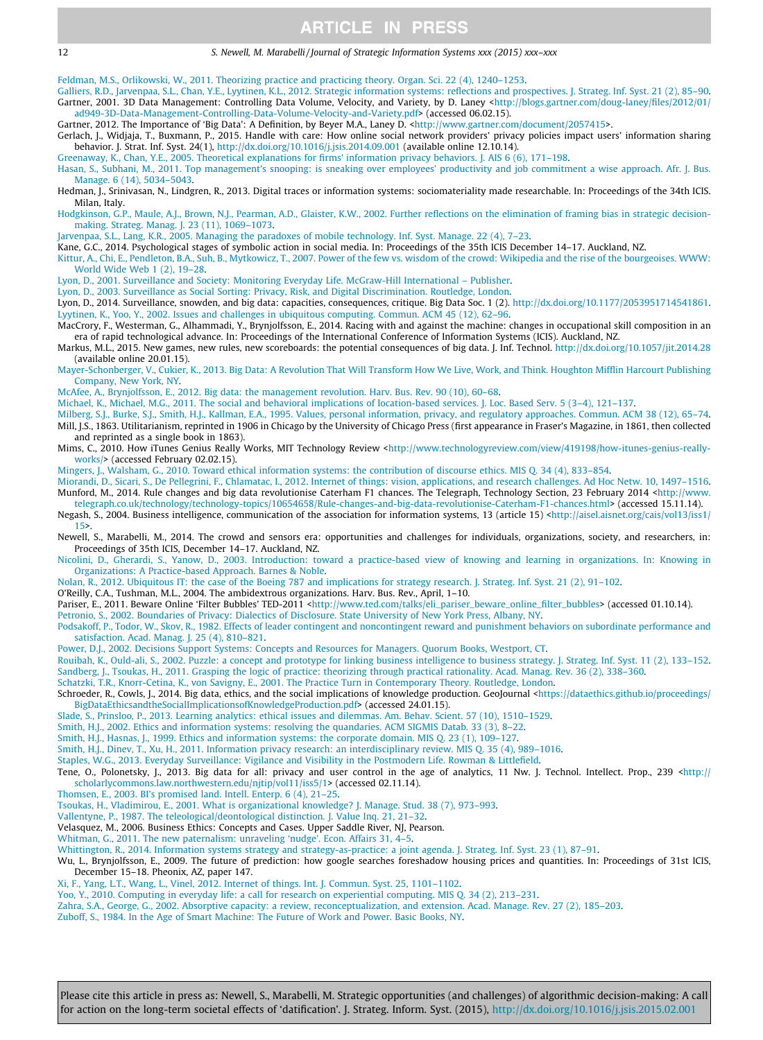Feldman, M.S., Orlikowski, W., 2011. Theorizing practice and practicing theory. Organ. Sci. 22 (4), 1240–1253.

Galliers, R.D., Jarvenpaa, S.L., Chan, Y.E., Lyytinen, K.L., 2012. Strategic information systems: reflections and prospectives. J. Strateg. Inf. Syst. 21 (2), 85–90.

Gartner, 2001. 3D Data Management: Controlling Data Volume, Velocity, and Variety, by D. Laney <http://blogs.gartner.com/doug-laney/files/2012/01/ad949-3D-Data-Management-Controlling-Data-Volume-Velocity-and-Variety.pdf> (accessed 06.02.15).

Gartner, 2012. The Importance of 'Big Data': A Definition, by Beyer M.A., Laney D. <http://www.gartner.com/document/2057415>.

Gerlach, J., Widjaja, T., Buxmann, P., 2015. Handle with care: How online social network providers' privacy policies impact users' information sharing behavior. J. Strat. Inf. Syst. 24(1), http://dx.doi.org/10.1016/j.jsis.2014.09.001 (available online 12.10.14).

Greenaway, K., Chan, Y.E., 2005. Theoretical explanations for firms' information privacy behaviors. J. AIS 6 (6), 171–198.

Hasan, S., Subhani, M., 2011. Top management's snooping: is sneaking over employees' productivity and job commitment a wise approach. Afr. J. Bus. Manage. 6 (14), 5034–5043.

Hedman, J., Srinivasan, N., Lindgren, R., 2013. Digital traces or information systems: sociomateriality made researchable. In: Proceedings of the 34th ICIS. Milan, Italy.

Hodgkinson, G.P., Maule, A.J., Brown, N.J., Pearman, A.D., Glaister, K.W., 2002. Further reflections on the elimination of framing bias in strategic decision-making. Strateg. Manag. J. 23 (11), 1069–1073.

Jarvenpaa, S.L., Lang, K.R., 2005. Managing the paradoxes of mobile technology. Inf. Syst. Manage. 22 (4), 7–23.

Kane, G.C., 2014. Psychological stages of symbolic action in social media. In: Proceedings of the 35th ICIS December 14–17. Auckland, NZ.

Kittur, A., Chi, E., Pendleton, B.A., Suh, B., Mytkowicz, T., 2007. Power of the few vs. wisdom of the crowd: Wikipedia and the rise of the bourgeoises. WWW: World Wide Web 1 (2), 19–28.

Lyon, D., 2001. Surveillance and Society: Monitoring Everyday Life. McGraw-Hill International – Publisher.

Lyon, D., 2003. Surveillance as Social Sorting: Privacy, Risk, and Digital Discrimination. Routledge, London.

Lyon, D., 2014. Surveillance, snowden, and big data: capacities, consequences, critique. Big Data Soc. 1 (2). http://dx.doi.org/10.1177/2053951714541861.

Lyytinen, K., Yoo, Y., 2002. Issues and challenges in ubiquitous computing. Commun. ACM 45 (12), 62–96.

MacCrory, F., Westerman, G., Alhammadi, Y., Brynjolfsson, E., 2014. Racing with and against the machine: changes in occupational skill composition in an era of rapid technological advance. In: Proceedings of the International Conference of Information Systems (ICIS). Auckland, NZ.

Markus, M.L., 2015. New games, new rules, new scoreboards: the potential consequences of big data. J. Inf. Technol. http://dx.doi.org/10.1057/jit.2014.28 (available online 20.01.15).

Mayer-Schonberger, V., Cukier, K., 2013. Big Data: A Revolution That Will Transform How We Live, Work, and Think. Houghton Mifflin Harcourt Publishing Company, New York, NY.

McAfee, A., Brynjolfsson, E., 2012. Big data: the management revolution. Harv. Bus. Rev. 90 (10), 60–68.

Michael, K., Michael, M.G., 2011. The social and behavioral implications of location-based services. J. Loc. Based Serv. 5 (3–4), 121–137.

Milberg, S.J., Burke, S.J., Smith, H.J., Kallman, E.A., 1995. Values, personal information, privacy, and regulatory approaches. Commun. ACM 38 (12), 65–74.

Mill, J.S., 1863. Utilitarianism, reprinted in 1906 in Chicago by the University of Chicago Press (first appearance in Fraser's Magazine, in 1861, then collected and reprinted as a single book in 1863).

Mims, C., 2010. How iTunes Genius Really Works, MIT Technology Review <http://www.technologyreview.com/view/419198/how-itunes-genius-really-works/> (accessed February 02.02.15).

Mingers, J., Walsham, G., 2010. Toward ethical information systems: the contribution of discourse ethics. MIS Q. 34 (4), 833–854.

Miorandi, D., Sicari, S., De Pellegrini, F., Chlamatac, I., 2012. Internet of things: vision, applications, and research challenges. Ad Hoc Netw. 10, 1497–1516.

Munford, M., 2014. Rule changes and big data revolutionise Caterham F1 chances. The Telegraph, Technology Section, 23 February 2014 <http://www.telegraph.co.uk/technology/technology-topics/10654658/Rule-changes-and-big-data-revolutionise-Caterham-F1-chances.html> (accessed 15.11.14).

Negash, S., 2004. Business intelligence, communication of the association for information systems, 13 (article 15) <http://aisel.aisnet.org/cais/vol13/iss1/15>.

Newell, S., Marabelli, M., 2014. The crowd and sensors era: opportunities and challenges for individuals, organizations, society, and researchers, in: Proceedings of 35th ICIS, December 14–17. Auckland, NZ.

Nicolini, D., Gherardi, S., Yanow, D., 2003. Introduction: toward a practice-based view of knowing and learning in organizations. In: Knowing in Organizations: A Practice-based Approach. Barnes & Noble.

Nolan, R., 2012. Ubiquitous IT: the case of the Boeing 787 and implications for strategy research. J. Strateg. Inf. Syst. 21 (2), 91–102.

O'Reilly, C.A., Tushman, M.L., 2004. The ambidextrous organizations. Harv. Bus. Rev., April, 1–10.

Pariser, E., 2011. Beware Online 'Filter Bubbles' TED-2011 <http://www.ted.com/talks/eli_pariser_beware_online_filter_bubbles> (accessed 01.10.14).

Petronio, S., 2002. Boundaries of Privacy: Dialectics of Disclosure. State University of New York Press, Albany, NY.

Podsakoff, P., Todor, W., Skov, R., 1982. Effects of leader contingent and noncontingent reward and punishment behaviors on subordinate performance and satisfaction. Acad. Manag. J. 25 (4), 810–821.

Power, D.J., 2002. Decisions Support Systems: Concepts and Resources for Managers. Quorum Books, Westport, CT.

Rouibah, K., Ould-ali, S., 2002. Puzzle: a concept and prototype for linking business intelligence to business strategy. J. Strateg. Inf. Syst. 11 (2), 133–152.

Sandberg, J., Tsoukas, H., 2011. Grasping the logic of practice: theorizing through practical rationality. Acad. Manag. Rev. 36 (2), 338–360.

Schatzki, T.R., Knorr-Cetina, K., von Savigny, E., 2001. The Practice Turn in Contemporary Theory. Routledge, London.

Schroeder, R., Cowls, J., 2014. Big data, ethics, and the social implications of knowledge production. GeoJournal <https://dataethics.github.io/proceedings/BigDataEthicsandtheSocialImplicationsofKnowledgeProduction.pdf> (accessed 24.01.15).

Slade, S., Prinsloo, P., 2013. Learning analytics: ethical issues and dilemmas. Am. Behav. Scient. 57 (10), 1510–1529.

Smith, H.J., 2002. Ethics and information systems: resolving the quandaries. ACM SIGMIS Datab. 33 (3), 8–22.

Smith, H.J., Hasnas, J., 1999. Ethics and information systems: the corporate domain. MIS Q. 23 (1), 109–127.

Smith, H.J., Dinev, T., Xu, H., 2011. Information privacy research: an interdisciplinary review. MIS Q. 35 (4), 989–1016.

Staples, W.G., 2013. Everyday Surveillance: Vigilance and Visibility in the Postmodern Life. Rowman & Littlefield.

Tene, O., Polonetsky, J., 2013. Big data for all: privacy and user control in the age of analytics, 11 Nw. J. Technol. Intellect. Prop., 239 <http://scholarlycommons.law.northwestern.edu/njtip/vol11/iss5/1> (accessed 02.11.14).

Thomsen, E., 2003. BI's promised land. Intell. Enterp. 6 (4), 21–25.

Tsoukas, H., Vladimirou, E., 2001. What is organizational knowledge? J. Manage. Stud. 38 (7), 973–993.

Vallentyne, P., 1987. The teleological/deontological distinction. J. Value Inq. 21, 21–32.

Velasquez, M., 2006. Business Ethics: Concepts and Cases. Upper Saddle River, NJ, Pearson.

Whitman, G., 2011. The new paternalism: unraveling 'nudge'. Econ. Affairs 31, 4–5.

Whittington, R., 2014. Information systems strategy and strategy-as-practice: a joint agenda. J. Strateg. Inf. Syst. 23 (1), 87–91.

Wu, L., Brynjolfsson, E., 2009. The future of prediction: how google searches foreshadow housing prices and quantities. In: Proceedings of 31st ICIS, December 15–18. Pheonix, AZ, paper 147.

Xi, F., Yang, L.T., Wang, L., Vinel, 2012. Internet of things. Int. J. Commun. Syst. 25, 1101–1102.

Yoo, Y., 2010. Computing in everyday life: a call for research on experiential computing. MIS Q. 34 (2), 213–231.

Zahra, S.A., George, G., 2002. Absorptive capacity: a review, reconceptualization, and extension. Acad. Manage. Rev. 27 (2), 185–203.

Zuboff, S., 1984. In the Age of Smart Machine: The Future of Work and Power. Basic Books, NY.